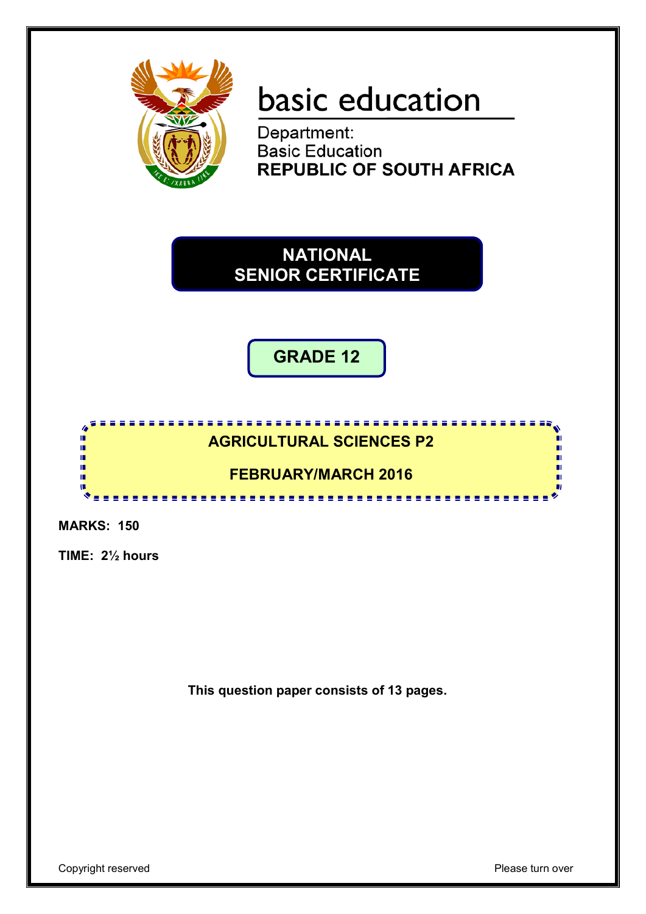basic education

Department:
Basic Education
**REPUBLIC OF SOUTH AFRICA**

# NATIONAL SENIOR CERTIFICATE

## GRADE 12

## AGRICULTURAL SCIENCES P2

## FEBRUARY/MARCH 2016

**MARKS: 150**

**TIME: 2½ hours**

**This question paper consists of 13 pages.**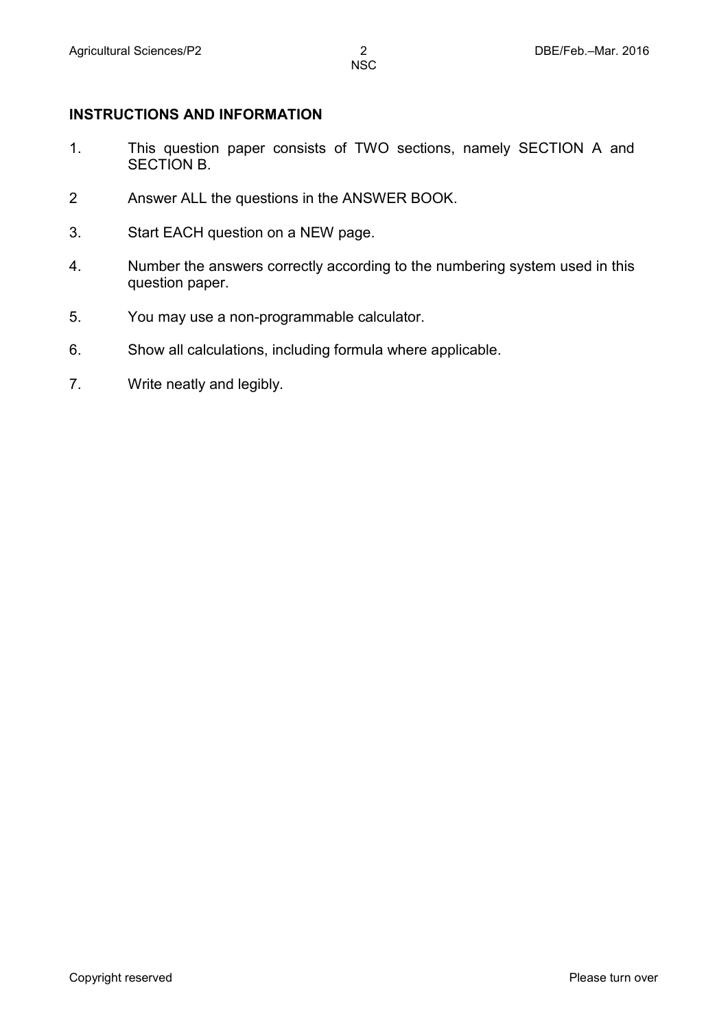**INSTRUCTIONS AND INFORMATION**

1. This question paper consists of TWO sections, namely SECTION A and SECTION B.
2. Answer ALL the questions in the ANSWER BOOK.
3. Start EACH question on a NEW page.
4. Number the answers correctly according to the numbering system used in this question paper.
5. You may use a non-programmable calculator.
6. Show all calculations, including formula where applicable.
7. Write neatly and legibly.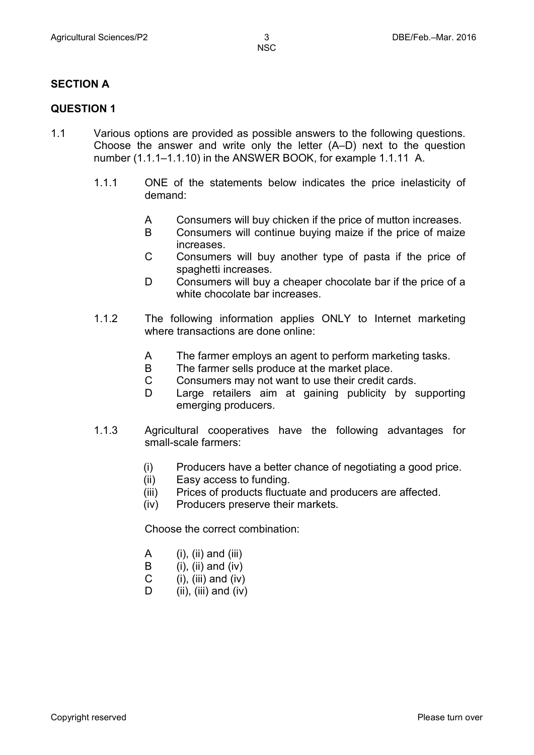## SECTION A

## QUESTION 1

1.1 Various options are provided as possible answers to the following questions. Choose the answer and write only the letter (A–D) next to the question number (1.1.1–1.1.10) in the ANSWER BOOK, for example 1.1.11 A.

1.1.1 ONE of the statements below indicates the price inelasticity of demand:

- A Consumers will buy chicken if the price of mutton increases.
- B Consumers will continue buying maize if the price of maize increases.
- C Consumers will buy another type of pasta if the price of spaghetti increases.
- D Consumers will buy a cheaper chocolate bar if the price of a white chocolate bar increases.

1.1.2 The following information applies ONLY to Internet marketing where transactions are done online:

- A The farmer employs an agent to perform marketing tasks.
- B The farmer sells produce at the market place.
- C Consumers may not want to use their credit cards.
- D Large retailers aim at gaining publicity by supporting emerging producers.

1.1.3 Agricultural cooperatives have the following advantages for small-scale farmers:

- (i) Producers have a better chance of negotiating a good price.
- (ii) Easy access to funding.
- (iii) Prices of products fluctuate and producers are affected.
- (iv) Producers preserve their markets.

Choose the correct combination:

- A (i), (ii) and (iii)
- B (i), (ii) and (iv)
- C (i), (iii) and (iv)
- D (ii), (iii) and (iv)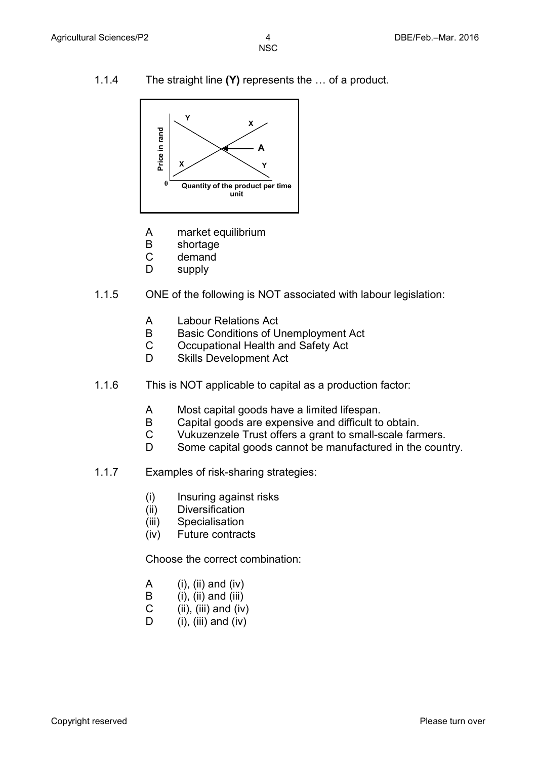1.1.4 The straight line **(Y)** represents the … of a product.

Y X A X Y Price in rand 0 Quantity of the product per time unit

- A market equilibrium
- B shortage
- C demand
- D supply

1.1.5 ONE of the following is NOT associated with labour legislation:

- A Labour Relations Act
- B Basic Conditions of Unemployment Act
- C Occupational Health and Safety Act
- D Skills Development Act

1.1.6 This is NOT applicable to capital as a production factor:

- A Most capital goods have a limited lifespan.
- B Capital goods are expensive and difficult to obtain.
- C Vukuzenzele Trust offers a grant to small-scale farmers.
- D Some capital goods cannot be manufactured in the country.

1.1.7 Examples of risk-sharing strategies:

- (i) Insuring against risks
- (ii) Diversification
- (iii) Specialisation
- (iv) Future contracts

Choose the correct combination:

- A (i), (ii) and (iv)
- B (i), (ii) and (iii)
- C (ii), (iii) and (iv)
- D (i), (iii) and (iv)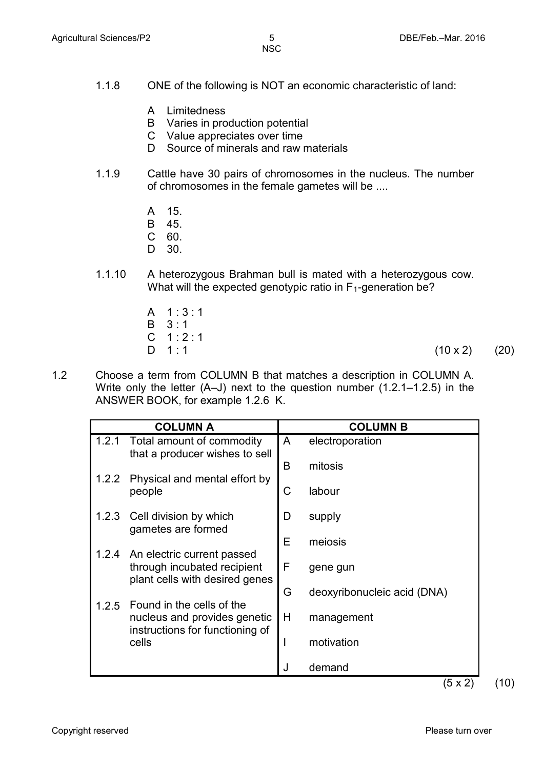1.1.8 ONE of the following is NOT an economic characteristic of land:

A Limitedness
B Varies in production potential
C Value appreciates over time
D Source of minerals and raw materials

1.1.9 Cattle have 30 pairs of chromosomes in the nucleus. The number of chromosomes in the female gametes will be ....

A 15.
B 45.
C 60.
D 30.

1.1.10 A heterozygous Brahman bull is mated with a heterozygous cow. What will the expected genotypic ratio in $F_1$-generation be?

A 1 : 3 : 1
B 3 : 1
C 1 : 2 : 1
D 1 : 1

(10 x 2) (20)

1.2 Choose a term from COLUMN B that matches a description in COLUMN A. Write only the letter (A–J) next to the question number (1.2.1–1.2.5) in the ANSWER BOOK, for example 1.2.6 K.

| | COLUMN A | | COLUMN B |
|---|---|---|---|
| 1.2.1 | Total amount of commodity that a producer wishes to sell | A | electroporation |
| | | B | mitosis |
| 1.2.2 | Physical and mental effort by people | C | labour |
| 1.2.3 | Cell division by which gametes are formed | D | supply |
| | | E | meiosis |
| 1.2.4 | An electric current passed through incubated recipient plant cells with desired genes | F | gene gun |
| | | G | deoxyribonucleic acid (DNA) |
| 1.2.5 | Found in the cells of the nucleus and provides genetic instructions for functioning of cells | H | management |
| | | I | motivation |
| | | J | demand |

(5 x 2) (10)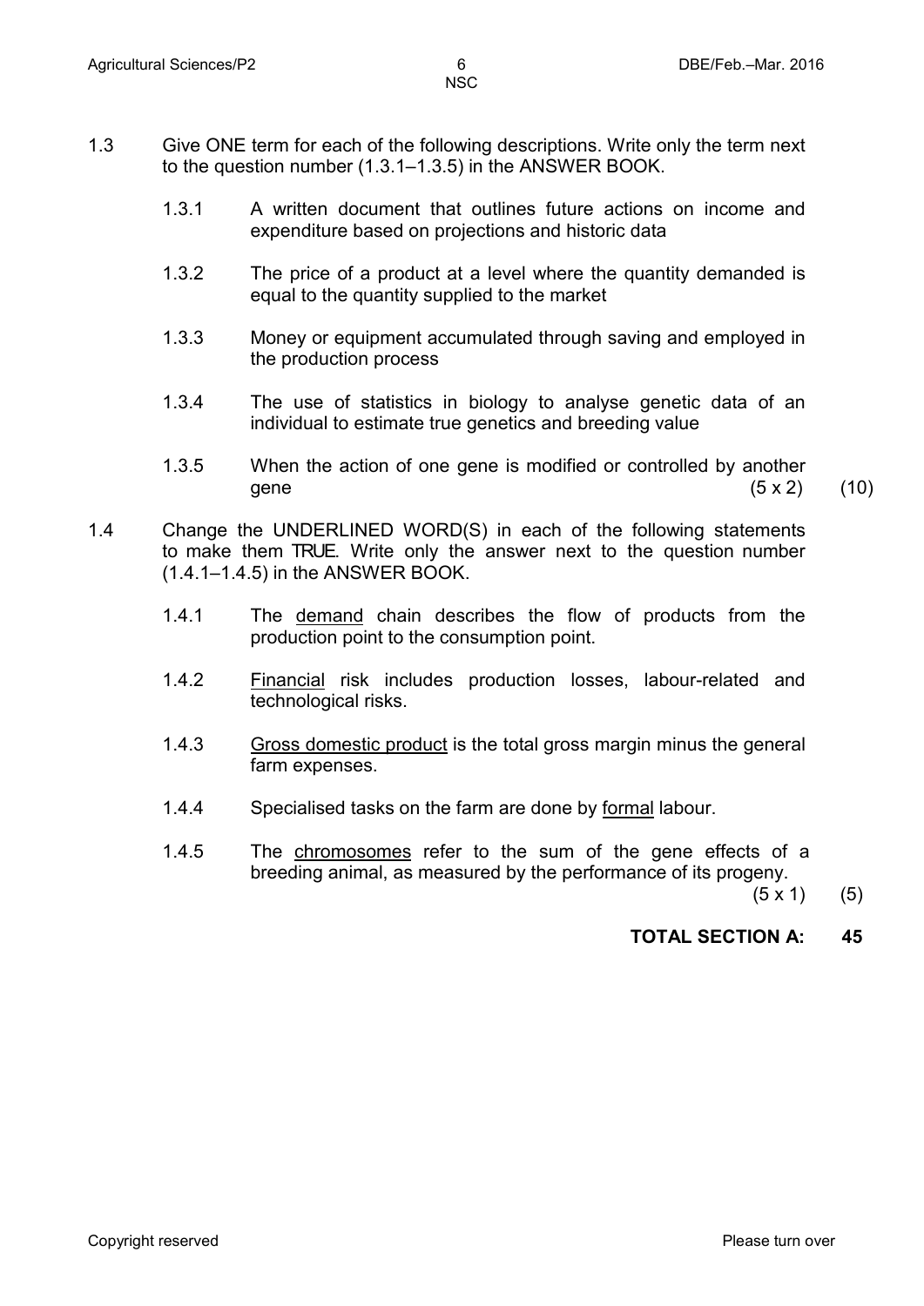1.3 Give ONE term for each of the following descriptions. Write only the term next to the question number (1.3.1–1.3.5) in the ANSWER BOOK.

1.3.1 A written document that outlines future actions on income and expenditure based on projections and historic data

1.3.2 The price of a product at a level where the quantity demanded is equal to the quantity supplied to the market

1.3.3 Money or equipment accumulated through saving and employed in the production process

1.3.4 The use of statistics in biology to analyse genetic data of an individual to estimate true genetics and breeding value

1.3.5 When the action of one gene is modified or controlled by another gene (5 x 2) (10)

1.4 Change the UNDERLINED WORD(S) in each of the following statements to make them TRUE. Write only the answer next to the question number (1.4.1–1.4.5) in the ANSWER BOOK.

1.4.1 The <u>demand</u> chain describes the flow of products from the production point to the consumption point.

1.4.2 <u>Financial</u> risk includes production losses, labour-related and technological risks.

1.4.3 <u>Gross domestic product</u> is the total gross margin minus the general farm expenses.

1.4.4 Specialised tasks on the farm are done by <u>formal</u> labour.

1.4.5 The <u>chromosomes</u> refer to the sum of the gene effects of a breeding animal, as measured by the performance of its progeny. (5 x 1) (5)

**TOTAL SECTION A: 45**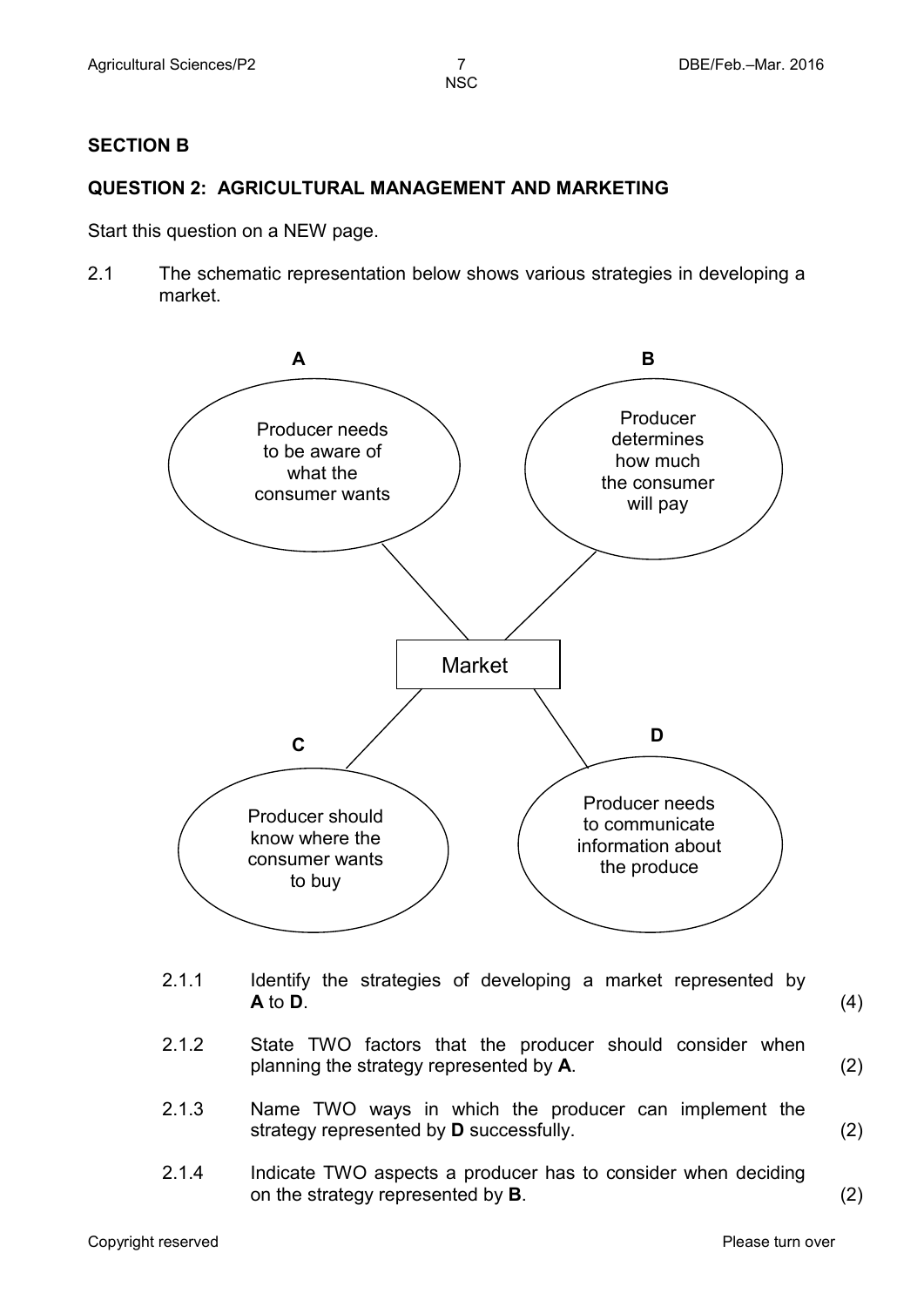## SECTION B

### QUESTION 2: AGRICULTURAL MANAGEMENT AND MARKETING

Start this question on a NEW page.

2.1 The schematic representation below shows various strategies in developing a market.

**A**: Producer needs to be aware of what the consumer wants

**B**: Producer determines how much the consumer will pay

Market

**C**: Producer should know where the consumer wants to buy

**D**: Producer needs to communicate information about the produce

2.1.1 Identify the strategies of developing a market represented by **A** to **D**. (4)

2.1.2 State TWO factors that the producer should consider when planning the strategy represented by **A**. (2)

2.1.3 Name TWO ways in which the producer can implement the strategy represented by **D** successfully. (2)

2.1.4 Indicate TWO aspects a producer has to consider when deciding on the strategy represented by **B**. (2)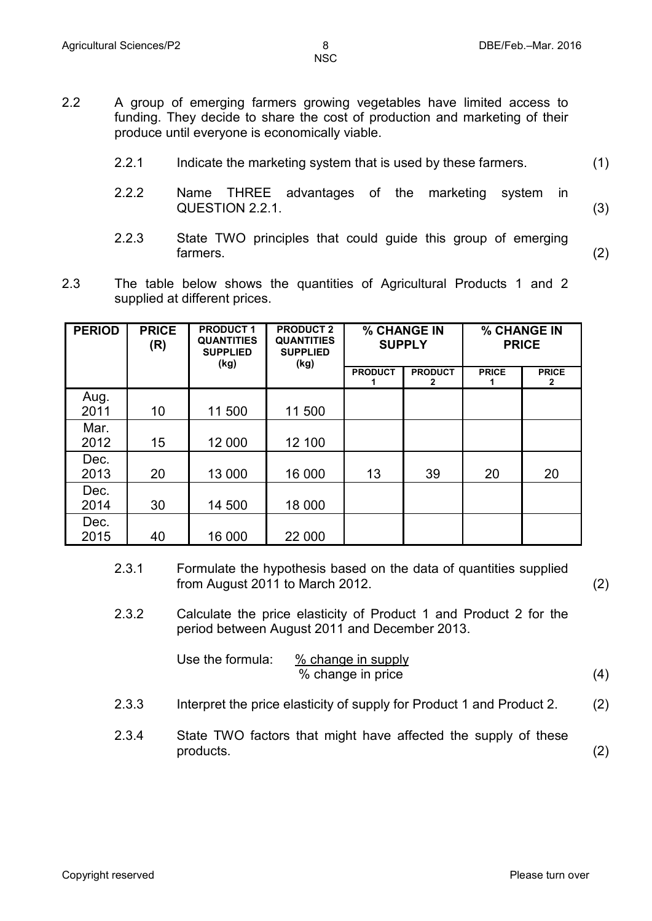2.2 A group of emerging farmers growing vegetables have limited access to funding. They decide to share the cost of production and marketing of their produce until everyone is economically viable.

2.2.1 Indicate the marketing system that is used by these farmers. (1)

2.2.2 Name THREE advantages of the marketing system in QUESTION 2.2.1. (3)

2.2.3 State TWO principles that could guide this group of emerging farmers. (2)

2.3 The table below shows the quantities of Agricultural Products 1 and 2 supplied at different prices.

| PERIOD | PRICE (R) | PRODUCT 1 QUANTITIES SUPPLIED (kg) | PRODUCT 2 QUANTITIES SUPPLIED (kg) | % CHANGE IN SUPPLY | | % CHANGE IN PRICE | |
|---|---|---|---|---|---|---|---|
| | | | | PRODUCT 1 | PRODUCT 2 | PRICE 1 | PRICE 2 |
| Aug. 2011 | 10 | 11 500 | 11 500 | | | | |
| Mar. 2012 | 15 | 12 000 | 12 100 | | | | |
| Dec. 2013 | 20 | 13 000 | 16 000 | 13 | 39 | 20 | 20 |
| Dec. 2014 | 30 | 14 500 | 18 000 | | | | |
| Dec. 2015 | 40 | 16 000 | 22 000 | | | | |

2.3.1 Formulate the hypothesis based on the data of quantities supplied from August 2011 to March 2012. (2)

2.3.2 Calculate the price elasticity of Product 1 and Product 2 for the period between August 2011 and December 2013.

Use the formula: $\frac{\text{\% change in supply}}{\text{\% change in price}}$ (4)

2.3.3 Interpret the price elasticity of supply for Product 1 and Product 2. (2)

2.3.4 State TWO factors that might have affected the supply of these products. (2)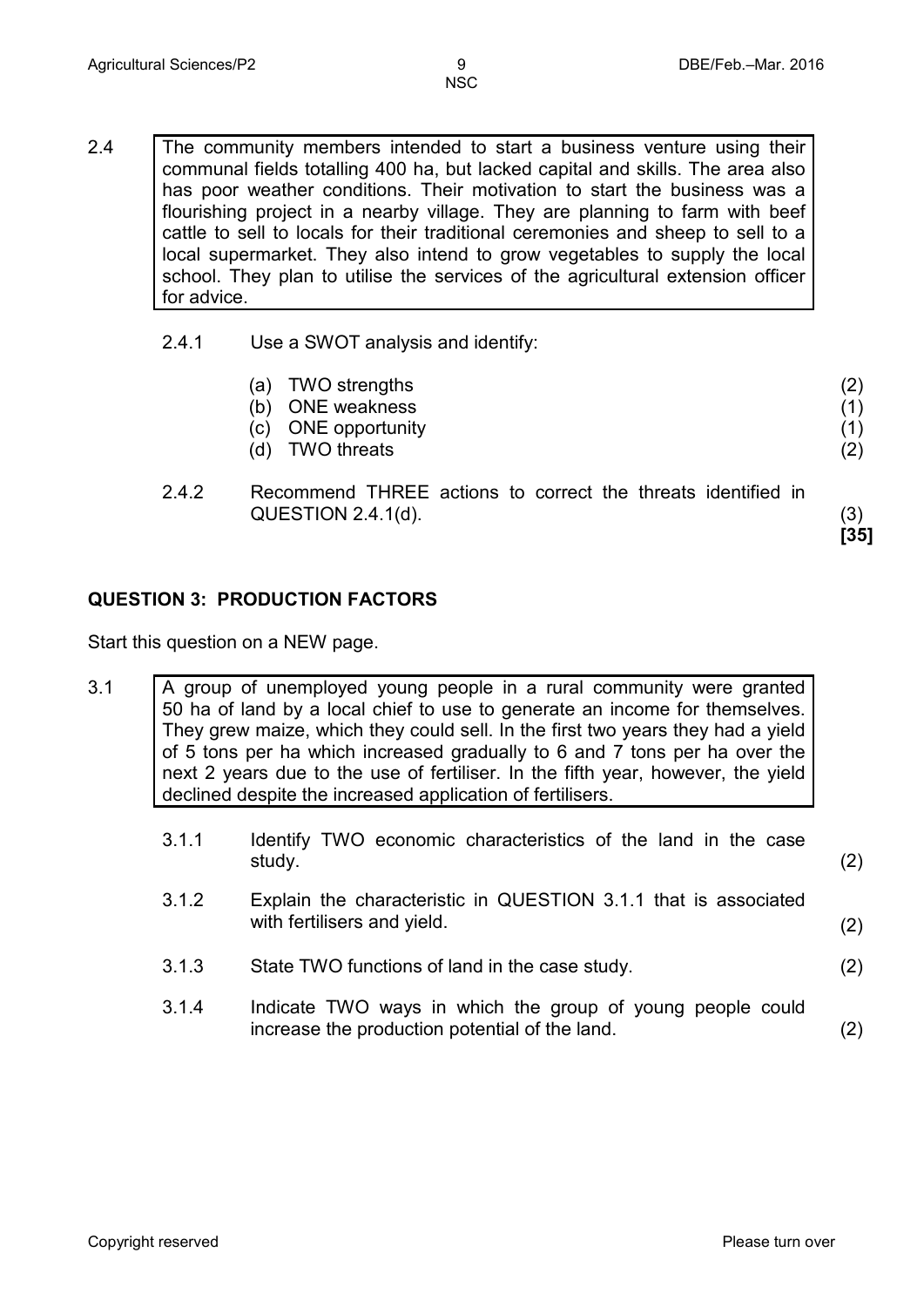2.4

> The community members intended to start a business venture using their communal fields totalling 400 ha, but lacked capital and skills. The area also has poor weather conditions. Their motivation to start the business was a flourishing project in a nearby village. They are planning to farm with beef cattle to sell to locals for their traditional ceremonies and sheep to sell to a local supermarket. They also intend to grow vegetables to supply the local school. They plan to utilise the services of the agricultural extension officer for advice.

2.4.1 Use a SWOT analysis and identify:

(a) TWO strengths (2)
(b) ONE weakness (1)
(c) ONE opportunity (1)
(d) TWO threats (2)

2.4.2 Recommend THREE actions to correct the threats identified in QUESTION 2.4.1(d). (3)
**[35]**

## QUESTION 3: PRODUCTION FACTORS

Start this question on a NEW page.

3.1

> A group of unemployed young people in a rural community were granted 50 ha of land by a local chief to use to generate an income for themselves. They grew maize, which they could sell. In the first two years they had a yield of 5 tons per ha which increased gradually to 6 and 7 tons per ha over the next 2 years due to the use of fertiliser. In the fifth year, however, the yield declined despite the increased application of fertilisers.

3.1.1 Identify TWO economic characteristics of the land in the case study. (2)

3.1.2 Explain the characteristic in QUESTION 3.1.1 that is associated with fertilisers and yield. (2)

3.1.3 State TWO functions of land in the case study. (2)

3.1.4 Indicate TWO ways in which the group of young people could increase the production potential of the land. (2)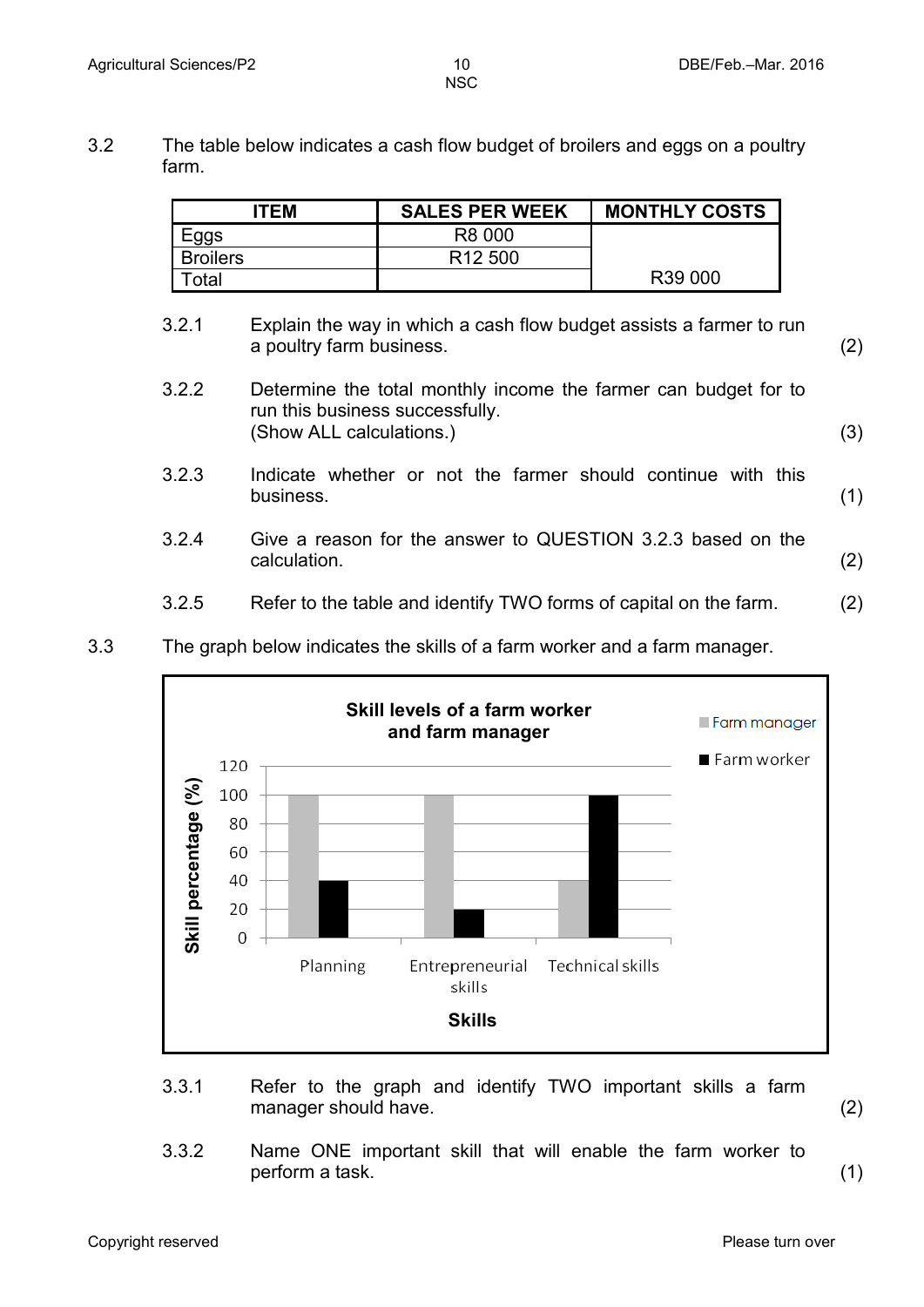3.2 The table below indicates a cash flow budget of broilers and eggs on a poultry farm.

| ITEM | SALES PER WEEK | MONTHLY COSTS |
|---|---|---|
| Eggs | R8 000 | |
| Broilers | R12 500 | |
| Total | | R39 000 |

3.2.1 Explain the way in which a cash flow budget assists a farmer to run a poultry farm business. (2)

3.2.2 Determine the total monthly income the farmer can budget for to run this business successfully. (Show ALL calculations.) (3)

3.2.3 Indicate whether or not the farmer should continue with this business. (1)

3.2.4 Give a reason for the answer to QUESTION 3.2.3 based on the calculation. (2)

3.2.5 Refer to the table and identify TWO forms of capital on the farm. (2)

3.3 The graph below indicates the skills of a farm worker and a farm manager.

**Skill levels of a farm worker and farm manager**

| Skills | Farm manager (%) | Farm worker (%) |
|---|---|---|
| Planning | 100 | 40 |
| Entrepreneurial skills | 100 | 20 |
| Technical skills | 40 | 100 |

3.3.1 Refer to the graph and identify TWO important skills a farm manager should have. (2)

3.3.2 Name ONE important skill that will enable the farm worker to perform a task. (1)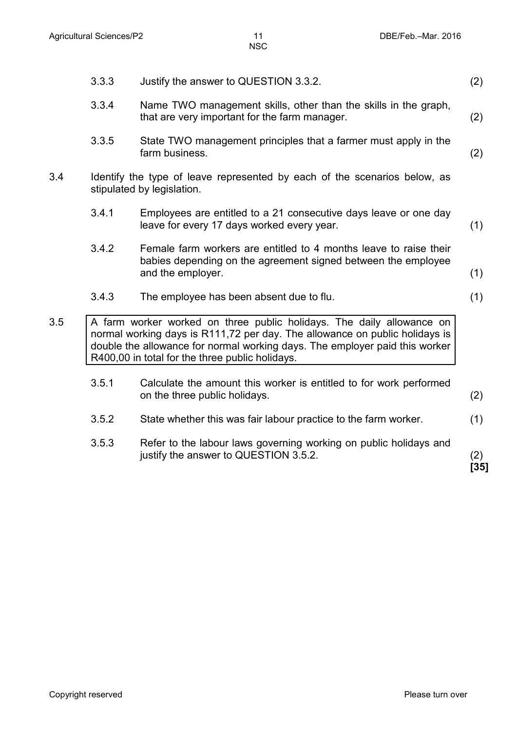3.3.3 Justify the answer to QUESTION 3.3.2. (2)

3.3.4 Name TWO management skills, other than the skills in the graph, that are very important for the farm manager. (2)

3.3.5 State TWO management principles that a farmer must apply in the farm business. (2)

3.4 Identify the type of leave represented by each of the scenarios below, as stipulated by legislation.

3.4.1 Employees are entitled to a 21 consecutive days leave or one day leave for every 17 days worked every year. (1)

3.4.2 Female farm workers are entitled to 4 months leave to raise their babies depending on the agreement signed between the employee and the employer. (1)

3.4.3 The employee has been absent due to flu. (1)

3.5

> A farm worker worked on three public holidays. The daily allowance on normal working days is R111,72 per day. The allowance on public holidays is double the allowance for normal working days. The employer paid this worker R400,00 in total for the three public holidays.

3.5.1 Calculate the amount this worker is entitled to for work performed on the three public holidays. (2)

3.5.2 State whether this was fair labour practice to the farm worker. (1)

3.5.3 Refer to the labour laws governing working on public holidays and justify the answer to QUESTION 3.5.2. (2)

**[35]**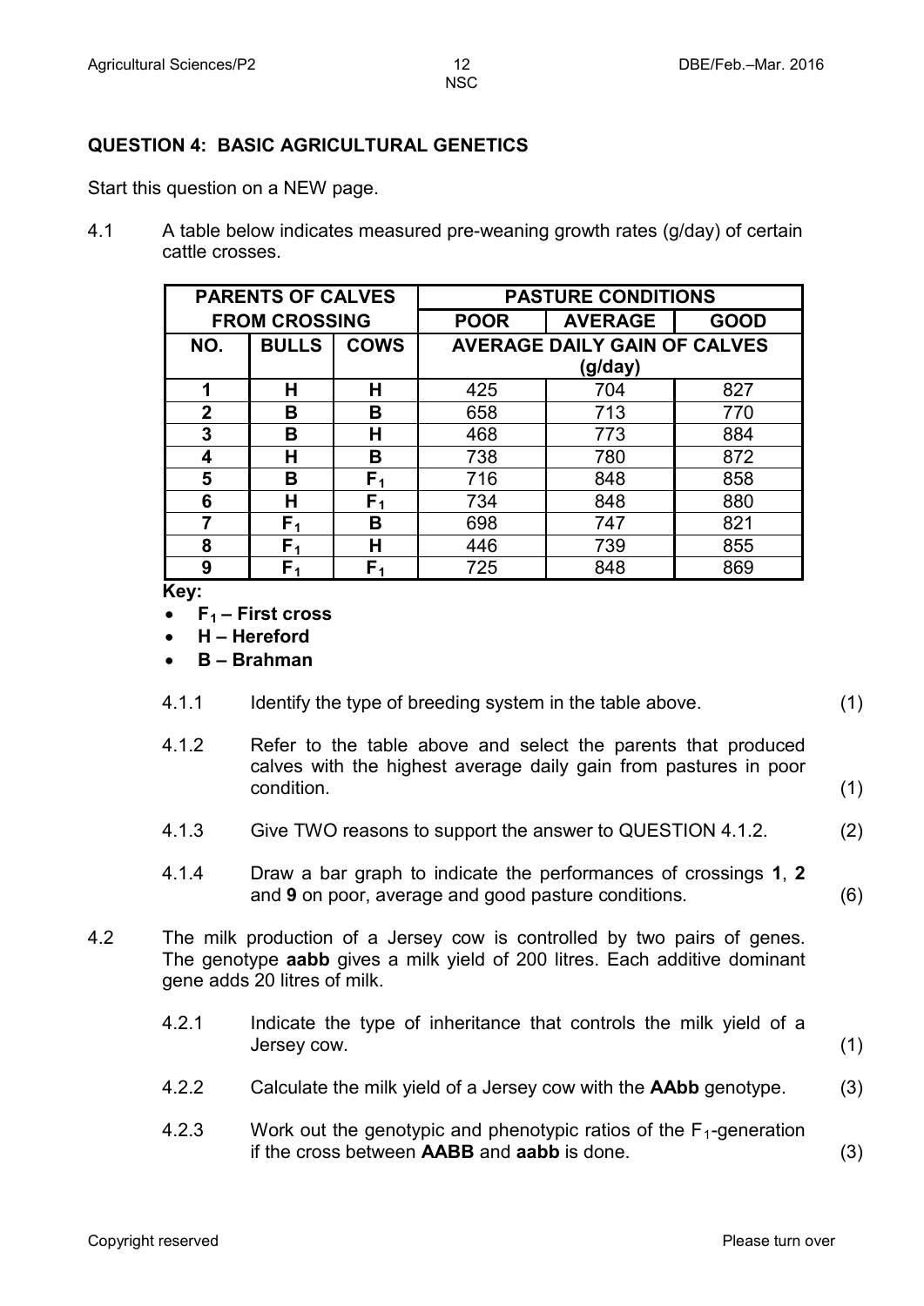## QUESTION 4: BASIC AGRICULTURAL GENETICS

Start this question on a NEW page.

4.1 A table below indicates measured pre-weaning growth rates (g/day) of certain cattle crosses.

| PARENTS OF CALVES FROM CROSSING | | | PASTURE CONDITIONS | | |
|---|---|---|---|---|---|
| | | | **POOR** | **AVERAGE** | **GOOD** |
| **NO.** | **BULLS** | **COWS** | **AVERAGE DAILY GAIN OF CALVES (g/day)** | | |
| **1** | **H** | **H** | 425 | 704 | 827 |
| **2** | **B** | **B** | 658 | 713 | 770 |
| **3** | **B** | **H** | 468 | 773 | 884 |
| **4** | **H** | **B** | 738 | 780 | 872 |
| **5** | **B** | $F_1$ | 716 | 848 | 858 |
| **6** | **H** | $F_1$ | 734 | 848 | 880 |
| **7** | $F_1$ | **B** | 698 | 747 | 821 |
| **8** | $F_1$ | **H** | 446 | 739 | 855 |
| **9** | $F_1$ | $F_1$ | 725 | 848 | 869 |

**Key:**

- **$F_1$ – First cross**
- **H – Hereford**
- **B – Brahman**

4.1.1 Identify the type of breeding system in the table above. (1)

4.1.2 Refer to the table above and select the parents that produced calves with the highest average daily gain from pastures in poor condition. (1)

4.1.3 Give TWO reasons to support the answer to QUESTION 4.1.2. (2)

4.1.4 Draw a bar graph to indicate the performances of crossings **1**, **2** and **9** on poor, average and good pasture conditions. (6)

4.2 The milk production of a Jersey cow is controlled by two pairs of genes. The genotype **aabb** gives a milk yield of 200 litres. Each additive dominant gene adds 20 litres of milk.

4.2.1 Indicate the type of inheritance that controls the milk yield of a Jersey cow. (1)

4.2.2 Calculate the milk yield of a Jersey cow with the **AAbb** genotype. (3)

4.2.3 Work out the genotypic and phenotypic ratios of the $F_1$-generation if the cross between **AABB** and **aabb** is done. (3)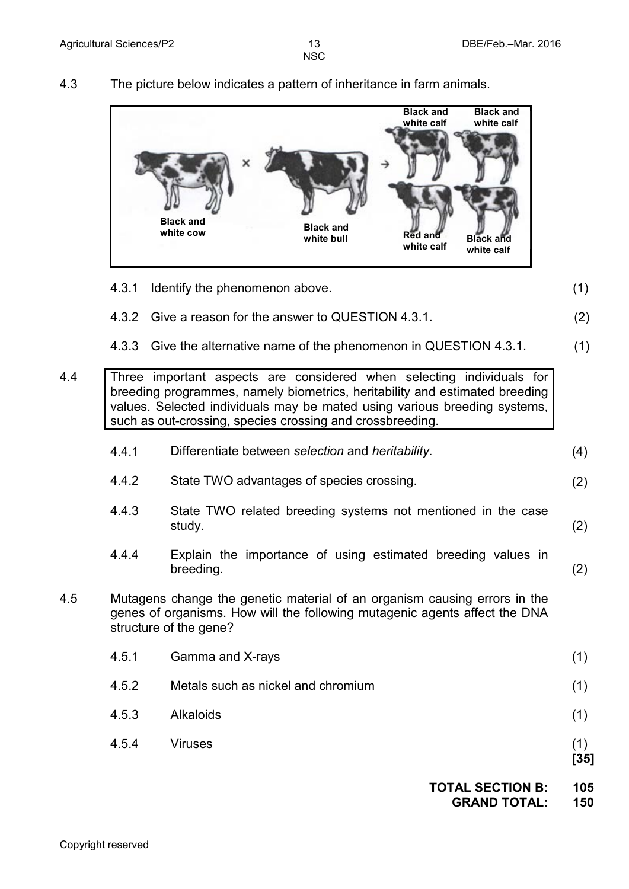4.3 The picture below indicates a pattern of inheritance in farm animals.

Black and white cow

×

Black and white bull

→

Black and white calf

Black and white calf

Red and white calf

Black and white calf

4.3.1 Identify the phenomenon above. (1)

4.3.2 Give a reason for the answer to QUESTION 4.3.1. (2)

4.3.3 Give the alternative name of the phenomenon in QUESTION 4.3.1. (1)

4.4

> Three important aspects are considered when selecting individuals for breeding programmes, namely biometrics, heritability and estimated breeding values. Selected individuals may be mated using various breeding systems, such as out-crossing, species crossing and crossbreeding.

4.4.1 Differentiate between *selection* and *heritability*. (4)

4.4.2 State TWO advantages of species crossing. (2)

4.4.3 State TWO related breeding systems not mentioned in the case study. (2)

4.4.4 Explain the importance of using estimated breeding values in breeding. (2)

4.5 Mutagens change the genetic material of an organism causing errors in the genes of organisms. How will the following mutagenic agents affect the DNA structure of the gene?

4.5.1 Gamma and X-rays (1)

4.5.2 Metals such as nickel and chromium (1)

4.5.3 Alkaloids (1)

4.5.4 Viruses (1)
**[35]**

**TOTAL SECTION B: 105**
**GRAND TOTAL: 150**